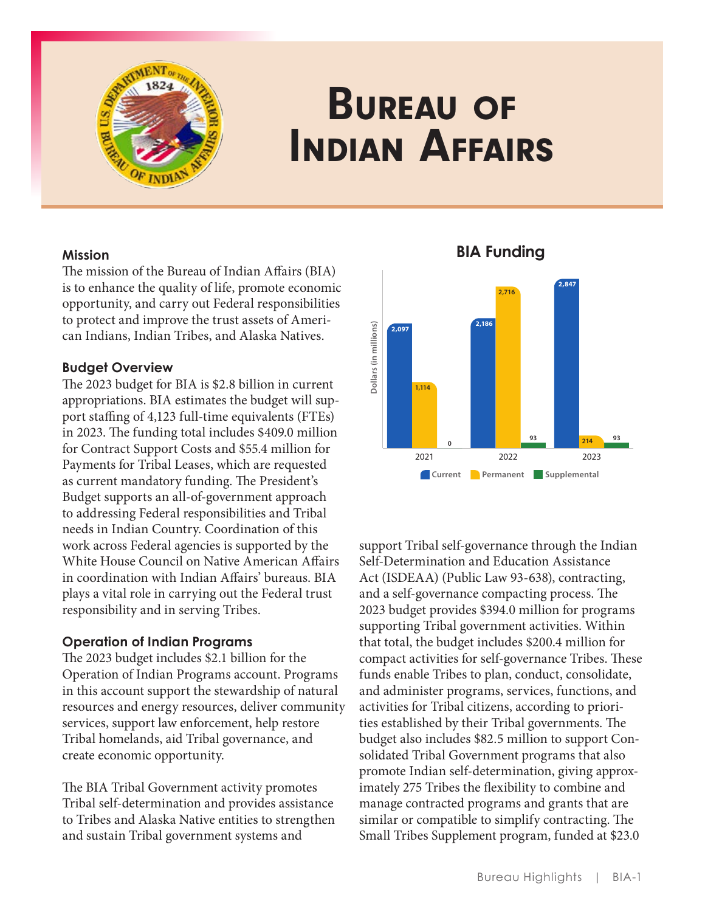# Bureau of Indian Affairs

## Mission

The mission of the Bureau of Indian Affairs (BIA) is to enhance the quality of life, promote economic opportunity, and carry out Federal responsibilities to protect and improve the trust assets of American Indians, Indian Tribes, and Alaska Natives.

## Budget Overview

The 2023 budget for BIA is $2.8 billion in current appropriations. BIA estimates the budget will support staffing of 4,123 full-time equivalents (FTEs) in 2023. The funding total includes $409.0 million for Contract Support Costs and $55.4 million for Payments for Tribal Leases, which are requested as current mandatory funding. The President's Budget supports an all-of-government approach to addressing Federal responsibilities and Tribal needs in Indian Country. Coordination of this work across Federal agencies is supported by the White House Council on Native American Affairs in coordination with Indian Affairs' bureaus. BIA plays a vital role in carrying out the Federal trust responsibility and in serving Tribes.

**BIA Funding**

Dollars (in millions)

| | Current | Permanent | Supplemental |
|---|---|---|---|
| 2021 | 2,097 | 1,114 | 0 |
| 2022 | 2,186 | 2,716 | 93 |
| 2023 | 2,847 | 214 | 93 |

## Operation of Indian Programs

The 2023 budget includes $2.1 billion for the Operation of Indian Programs account. Programs in this account support the stewardship of natural resources and energy resources, deliver community services, support law enforcement, help restore Tribal homelands, aid Tribal governance, and create economic opportunity.

The BIA Tribal Government activity promotes Tribal self-determination and provides assistance to Tribes and Alaska Native entities to strengthen and sustain Tribal government systems and support Tribal self-governance through the Indian Self-Determination and Education Assistance Act (ISDEAA) (Public Law 93-638), contracting, and a self-governance compacting process. The 2023 budget provides $394.0 million for programs supporting Tribal government activities. Within that total, the budget includes $200.4 million for compact activities for self-governance Tribes. These funds enable Tribes to plan, conduct, consolidate, and administer programs, services, functions, and activities for Tribal citizens, according to priorities established by their Tribal governments. The budget also includes $82.5 million to support Consolidated Tribal Government programs that also promote Indian self-determination, giving approximately 275 Tribes the flexibility to combine and manage contracted programs and grants that are similar or compatible to simplify contracting. The Small Tribes Supplement program, funded at $23.0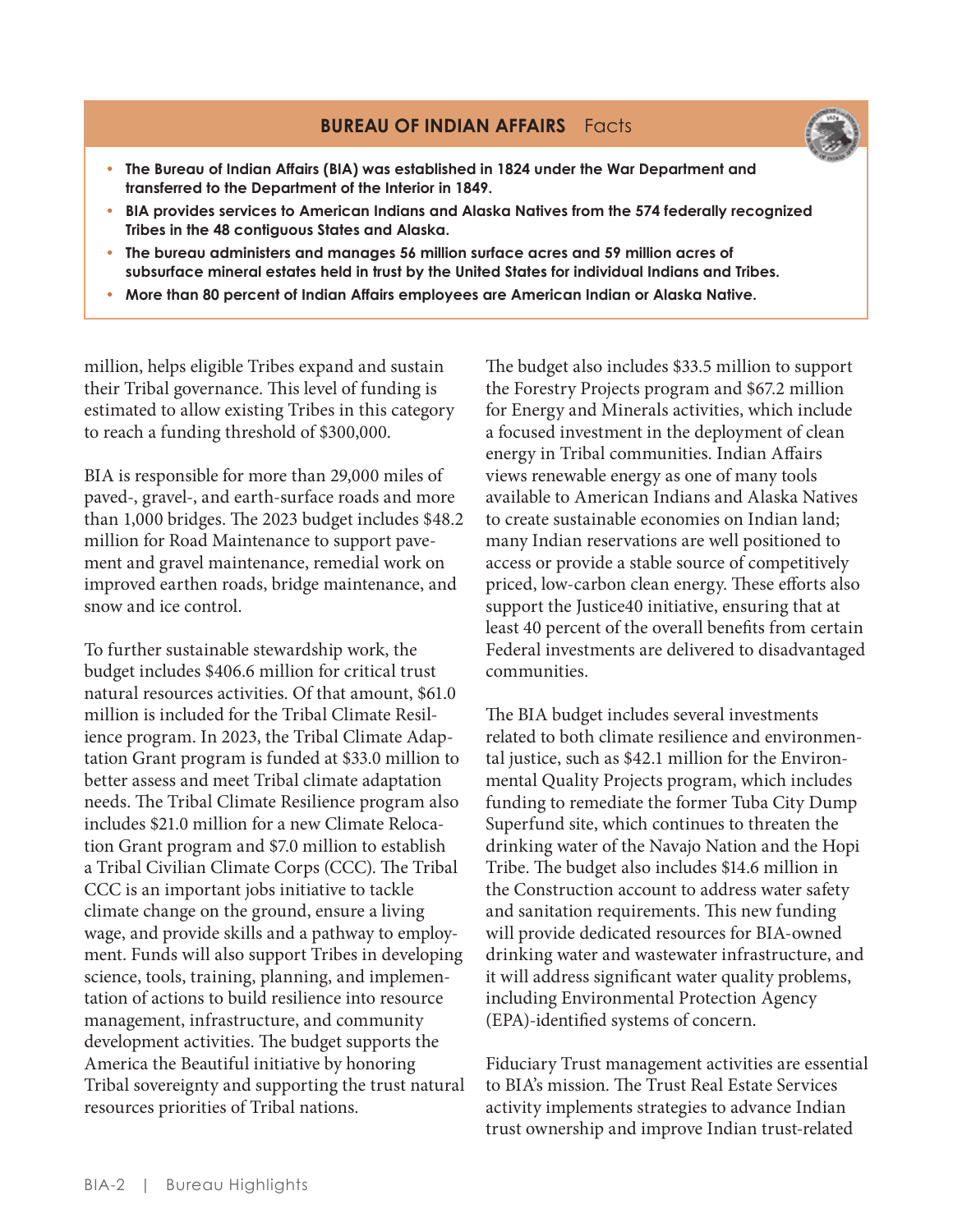## BUREAU OF INDIAN AFFAIRS Facts

- **The Bureau of Indian Affairs (BIA) was established in 1824 under the War Department and transferred to the Department of the Interior in 1849.**
- **BIA provides services to American Indians and Alaska Natives from the 574 federally recognized Tribes in the 48 contiguous States and Alaska.**
- **The bureau administers and manages 56 million surface acres and 59 million acres of subsurface mineral estates held in trust by the United States for individual Indians and Tribes.**
- **More than 80 percent of Indian Affairs employees are American Indian or Alaska Native.**

million, helps eligible Tribes expand and sustain their Tribal governance. This level of funding is estimated to allow existing Tribes in this category to reach a funding threshold of $300,000.

BIA is responsible for more than 29,000 miles of paved-, gravel-, and earth-surface roads and more than 1,000 bridges. The 2023 budget includes $48.2 million for Road Maintenance to support pavement and gravel maintenance, remedial work on improved earthen roads, bridge maintenance, and snow and ice control.

To further sustainable stewardship work, the budget includes $406.6 million for critical trust natural resources activities. Of that amount, $61.0 million is included for the Tribal Climate Resilience program. In 2023, the Tribal Climate Adaptation Grant program is funded at $33.0 million to better assess and meet Tribal climate adaptation needs. The Tribal Climate Resilience program also includes $21.0 million for a new Climate Relocation Grant program and $7.0 million to establish a Tribal Civilian Climate Corps (CCC). The Tribal CCC is an important jobs initiative to tackle climate change on the ground, ensure a living wage, and provide skills and a pathway to employment. Funds will also support Tribes in developing science, tools, training, planning, and implementation of actions to build resilience into resource management, infrastructure, and community development activities. The budget supports the America the Beautiful initiative by honoring Tribal sovereignty and supporting the trust natural resources priorities of Tribal nations.

The budget also includes $33.5 million to support the Forestry Projects program and $67.2 million for Energy and Minerals activities, which include a focused investment in the deployment of clean energy in Tribal communities. Indian Affairs views renewable energy as one of many tools available to American Indians and Alaska Natives to create sustainable economies on Indian land; many Indian reservations are well positioned to access or provide a stable source of competitively priced, low-carbon clean energy. These efforts also support the Justice40 initiative, ensuring that at least 40 percent of the overall benefits from certain Federal investments are delivered to disadvantaged communities.

The BIA budget includes several investments related to both climate resilience and environmental justice, such as $42.1 million for the Environmental Quality Projects program, which includes funding to remediate the former Tuba City Dump Superfund site, which continues to threaten the drinking water of the Navajo Nation and the Hopi Tribe. The budget also includes $14.6 million in the Construction account to address water safety and sanitation requirements. This new funding will provide dedicated resources for BIA-owned drinking water and wastewater infrastructure, and it will address significant water quality problems, including Environmental Protection Agency (EPA)-identified systems of concern.

Fiduciary Trust management activities are essential to BIA's mission. The Trust Real Estate Services activity implements strategies to advance Indian trust ownership and improve Indian trust-related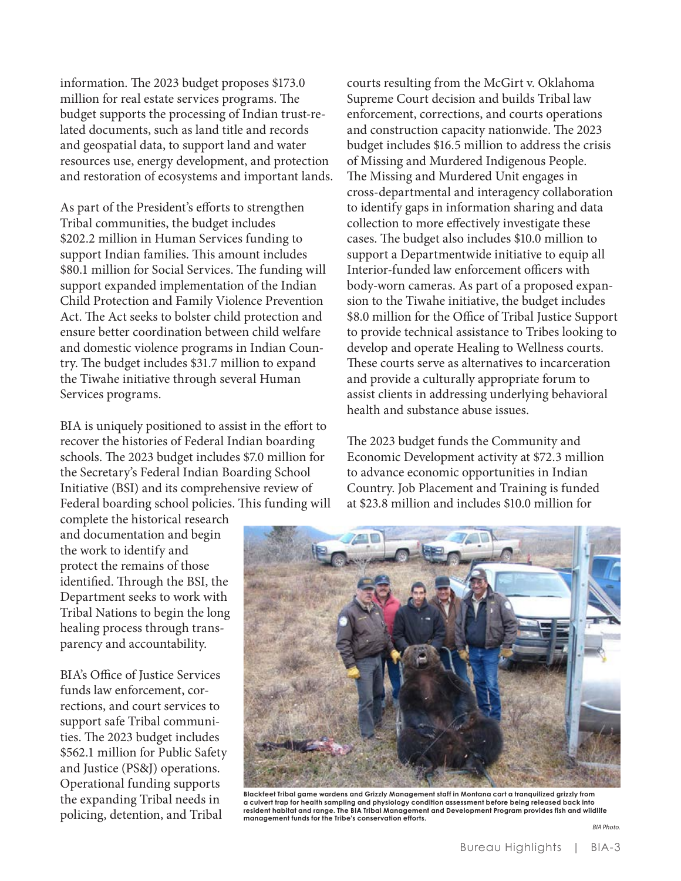information. The 2023 budget proposes $173.0 million for real estate services programs. The budget supports the processing of Indian trust-related documents, such as land title and records and geospatial data, to support land and water resources use, energy development, and protection and restoration of ecosystems and important lands.

As part of the President's efforts to strengthen Tribal communities, the budget includes $202.2 million in Human Services funding to support Indian families. This amount includes $80.1 million for Social Services. The funding will support expanded implementation of the Indian Child Protection and Family Violence Prevention Act. The Act seeks to bolster child protection and ensure better coordination between child welfare and domestic violence programs in Indian Country. The budget includes $31.7 million to expand the Tiwahe initiative through several Human Services programs.

BIA is uniquely positioned to assist in the effort to recover the histories of Federal Indian boarding schools. The 2023 budget includes $7.0 million for the Secretary's Federal Indian Boarding School Initiative (BSI) and its comprehensive review of Federal boarding school policies. This funding will complete the historical research and documentation and begin the work to identify and protect the remains of those identified. Through the BSI, the Department seeks to work with Tribal Nations to begin the long healing process through transparency and accountability.

BIA's Office of Justice Services funds law enforcement, corrections, and court services to support safe Tribal communities. The 2023 budget includes $562.1 million for Public Safety and Justice (PS&J) operations. Operational funding supports the expanding Tribal needs in policing, detention, and Tribal courts resulting from the McGirt v. Oklahoma Supreme Court decision and builds Tribal law enforcement, corrections, and courts operations and construction capacity nationwide. The 2023 budget includes $16.5 million to address the crisis of Missing and Murdered Indigenous People. The Missing and Murdered Unit engages in cross-departmental and interagency collaboration to identify gaps in information sharing and data collection to more effectively investigate these cases. The budget also includes $10.0 million to support a Departmentwide initiative to equip all Interior-funded law enforcement officers with body-worn cameras. As part of a proposed expansion to the Tiwahe initiative, the budget includes $8.0 million for the Office of Tribal Justice Support to provide technical assistance to Tribes looking to develop and operate Healing to Wellness courts. These courts serve as alternatives to incarceration and provide a culturally appropriate forum to assist clients in addressing underlying behavioral health and substance abuse issues.

The 2023 budget funds the Community and Economic Development activity at $72.3 million to advance economic opportunities in Indian Country. Job Placement and Training is funded at $23.8 million and includes $10.0 million for

**Blackfeet Tribal game wardens and Grizzly Management staff in Montana cart a tranquilized grizzly from a culvert trap for health sampling and physiology condition assessment before being released back into resident habitat and range. The BIA Tribal Management and Development Program provides fish and wildlife management funds for the Tribe's conservation efforts.**

*BIA Photo.*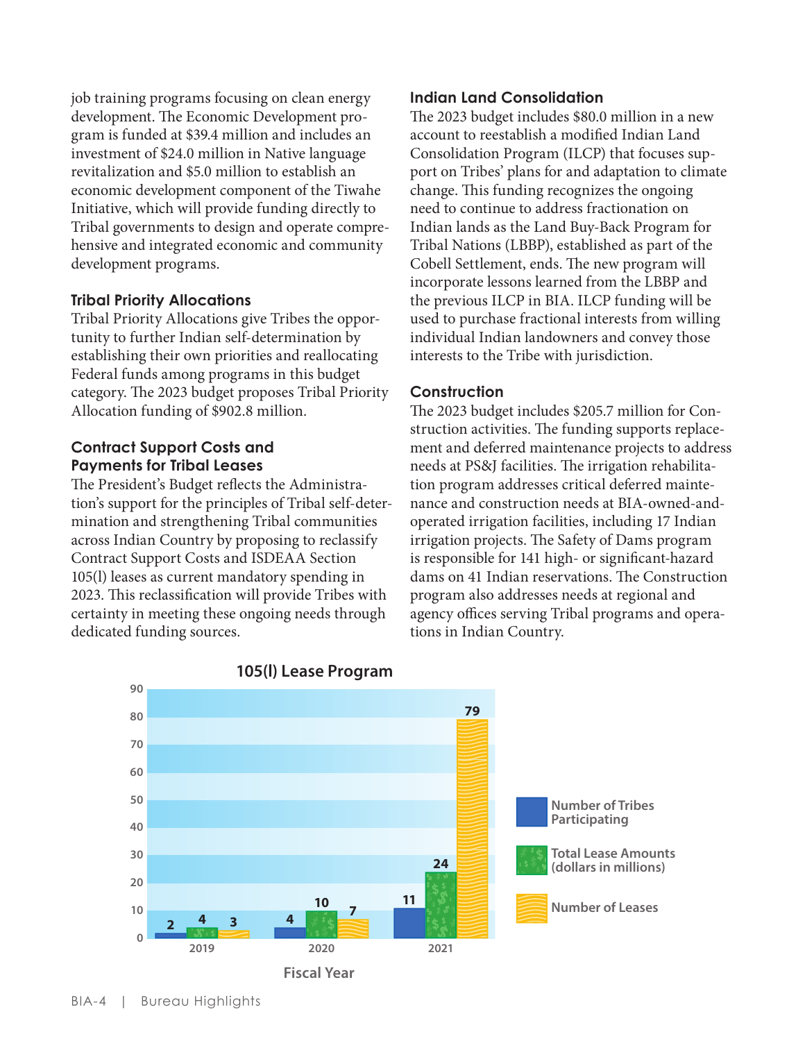job training programs focusing on clean energy development. The Economic Development program is funded at $39.4 million and includes an investment of $24.0 million in Native language revitalization and $5.0 million to establish an economic development component of the Tiwahe Initiative, which will provide funding directly to Tribal governments to design and operate comprehensive and integrated economic and community development programs.

### Tribal Priority Allocations

Tribal Priority Allocations give Tribes the opportunity to further Indian self-determination by establishing their own priorities and reallocating Federal funds among programs in this budget category. The 2023 budget proposes Tribal Priority Allocation funding of $902.8 million.

### Contract Support Costs and Payments for Tribal Leases

The President's Budget reflects the Administration's support for the principles of Tribal self-determination and strengthening Tribal communities across Indian Country by proposing to reclassify Contract Support Costs and ISDEAA Section 105(l) leases as current mandatory spending in 2023. This reclassification will provide Tribes with certainty in meeting these ongoing needs through dedicated funding sources.

### Indian Land Consolidation

The 2023 budget includes $80.0 million in a new account to reestablish a modified Indian Land Consolidation Program (ILCP) that focuses support on Tribes' plans for and adaptation to climate change. This funding recognizes the ongoing need to continue to address fractionation on Indian lands as the Land Buy-Back Program for Tribal Nations (LBBP), established as part of the Cobell Settlement, ends. The new program will incorporate lessons learned from the LBBP and the previous ILCP in BIA. ILCP funding will be used to purchase fractional interests from willing individual Indian landowners and convey those interests to the Tribe with jurisdiction.

### Construction

The 2023 budget includes $205.7 million for Construction activities. The funding supports replacement and deferred maintenance projects to address needs at PS&J facilities. The irrigation rehabilitation program addresses critical deferred maintenance and construction needs at BIA-owned-and-operated irrigation facilities, including 17 Indian irrigation projects. The Safety of Dams program is responsible for 141 high- or significant-hazard dams on 41 Indian reservations. The Construction program also addresses needs at regional and agency offices serving Tribal programs and operations in Indian Country.

**105(l) Lease Program**

| Fiscal Year | Number of Tribes Participating | Total Lease Amounts (dollars in millions) | Number of Leases |
|---|---|---|---|
| 2019 | 2 | 4 | 3 |
| 2020 | 4 | 10 | 7 |
| 2021 | 11 | 24 | 79 |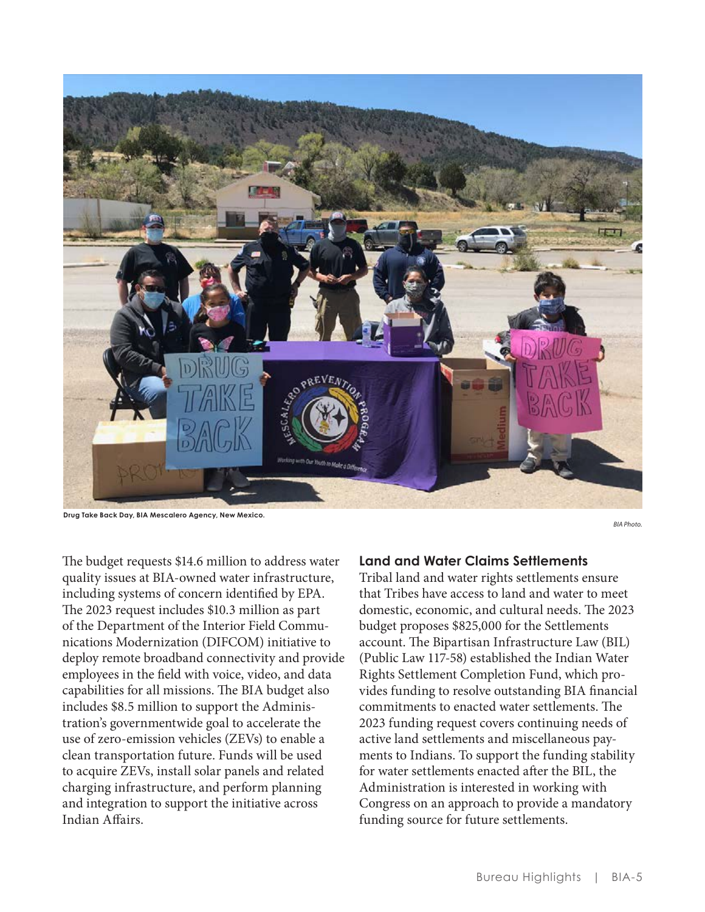Drug Take Back Day, BIA Mescalero Agency, New Mexico.

*BIA Photo.*

The budget requests $14.6 million to address water quality issues at BIA-owned water infrastructure, including systems of concern identified by EPA. The 2023 request includes $10.3 million as part of the Department of the Interior Field Communications Modernization (DIFCOM) initiative to deploy remote broadband connectivity and provide employees in the field with voice, video, and data capabilities for all missions. The BIA budget also includes $8.5 million to support the Administration's governmentwide goal to accelerate the use of zero-emission vehicles (ZEVs) to enable a clean transportation future. Funds will be used to acquire ZEVs, install solar panels and related charging infrastructure, and perform planning and integration to support the initiative across Indian Affairs.

### Land and Water Claims Settlements

Tribal land and water rights settlements ensure that Tribes have access to land and water to meet domestic, economic, and cultural needs. The 2023 budget proposes $825,000 for the Settlements account. The Bipartisan Infrastructure Law (BIL) (Public Law 117-58) established the Indian Water Rights Settlement Completion Fund, which provides funding to resolve outstanding BIA financial commitments to enacted water settlements. The 2023 funding request covers continuing needs of active land settlements and miscellaneous payments to Indians. To support the funding stability for water settlements enacted after the BIL, the Administration is interested in working with Congress on an approach to provide a mandatory funding source for future settlements.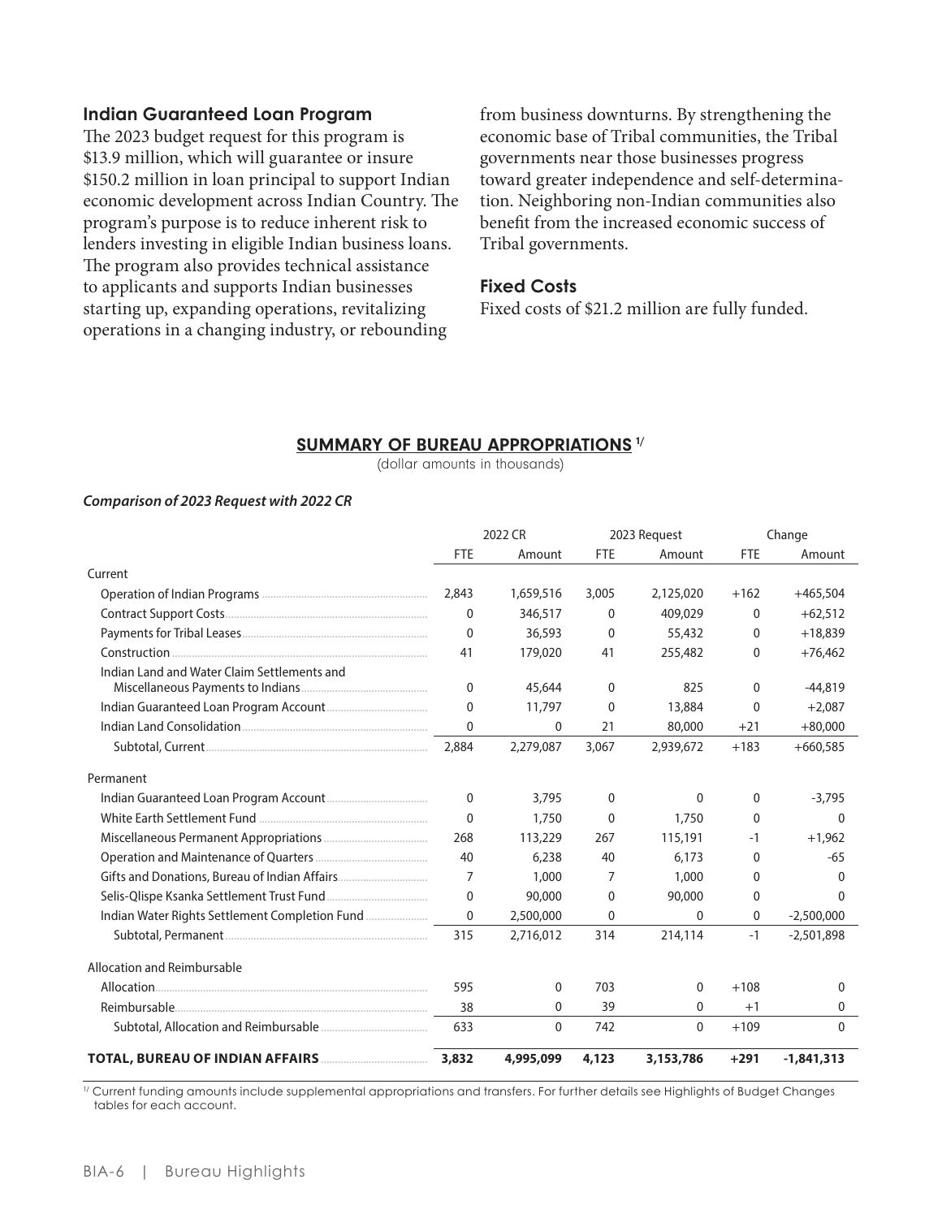### Indian Guaranteed Loan Program

The 2023 budget request for this program is $13.9 million, which will guarantee or insure $150.2 million in loan principal to support Indian economic development across Indian Country. The program's purpose is to reduce inherent risk to lenders investing in eligible Indian business loans. The program also provides technical assistance to applicants and supports Indian businesses starting up, expanding operations, revitalizing operations in a changing industry, or rebounding from business downturns. By strengthening the economic base of Tribal communities, the Tribal governments near those businesses progress toward greater independence and self-determination. Neighboring non-Indian communities also benefit from the increased economic success of Tribal governments.

### Fixed Costs

Fixed costs of $21.2 million are fully funded.

## SUMMARY OF BUREAU APPROPRIATIONS [1/]

(dollar amounts in thousands)

***Comparison of 2023 Request with 2022 CR***

| | 2022 CR | | 2023 Request | | Change | |
|---|---|---|---|---|---|---|
| | FTE | Amount | FTE | Amount | FTE | Amount |
| Current | | | | | | |
| Operation of Indian Programs | 2,843 | 1,659,516 | 3,005 | 2,125,020 | +162 | +465,504 |
| Contract Support Costs | 0 | 346,517 | 0 | 409,029 | 0 | +62,512 |
| Payments for Tribal Leases | 0 | 36,593 | 0 | 55,432 | 0 | +18,839 |
| Construction | 41 | 179,020 | 41 | 255,482 | 0 | +76,462 |
| Indian Land and Water Claim Settlements and Miscellaneous Payments to Indians | 0 | 45,644 | 0 | 825 | 0 | -44,819 |
| Indian Guaranteed Loan Program Account | 0 | 11,797 | 0 | 13,884 | 0 | +2,087 |
| Indian Land Consolidation | 0 | 0 | 21 | 80,000 | +21 | +80,000 |
| Subtotal, Current | 2,884 | 2,279,087 | 3,067 | 2,939,672 | +183 | +660,585 |
| Permanent | | | | | | |
| Indian Guaranteed Loan Program Account | 0 | 3,795 | 0 | 0 | 0 | -3,795 |
| White Earth Settlement Fund | 0 | 1,750 | 0 | 1,750 | 0 | 0 |
| Miscellaneous Permanent Appropriations | 268 | 113,229 | 267 | 115,191 | -1 | +1,962 |
| Operation and Maintenance of Quarters | 40 | 6,238 | 40 | 6,173 | 0 | -65 |
| Gifts and Donations, Bureau of Indian Affairs | 7 | 1,000 | 7 | 1,000 | 0 | 0 |
| Selis-Qlispe Ksanka Settlement Trust Fund | 0 | 90,000 | 0 | 90,000 | 0 | 0 |
| Indian Water Rights Settlement Completion Fund | 0 | 2,500,000 | 0 | 0 | 0 | -2,500,000 |
| Subtotal, Permanent | 315 | 2,716,012 | 314 | 214,114 | -1 | -2,501,898 |
| Allocation and Reimbursable | | | | | | |
| Allocation | 595 | 0 | 703 | 0 | +108 | 0 |
| Reimbursable | 38 | 0 | 39 | 0 | +1 | 0 |
| Subtotal, Allocation and Reimbursable | 633 | 0 | 742 | 0 | +109 | 0 |
| **TOTAL, BUREAU OF INDIAN AFFAIRS** | **3,832** | **4,995,099** | **4,123** | **3,153,786** | **+291** | **-1,841,313** |

[1/] Current funding amounts include supplemental appropriations and transfers. For further details see Highlights of Budget Changes tables for each account.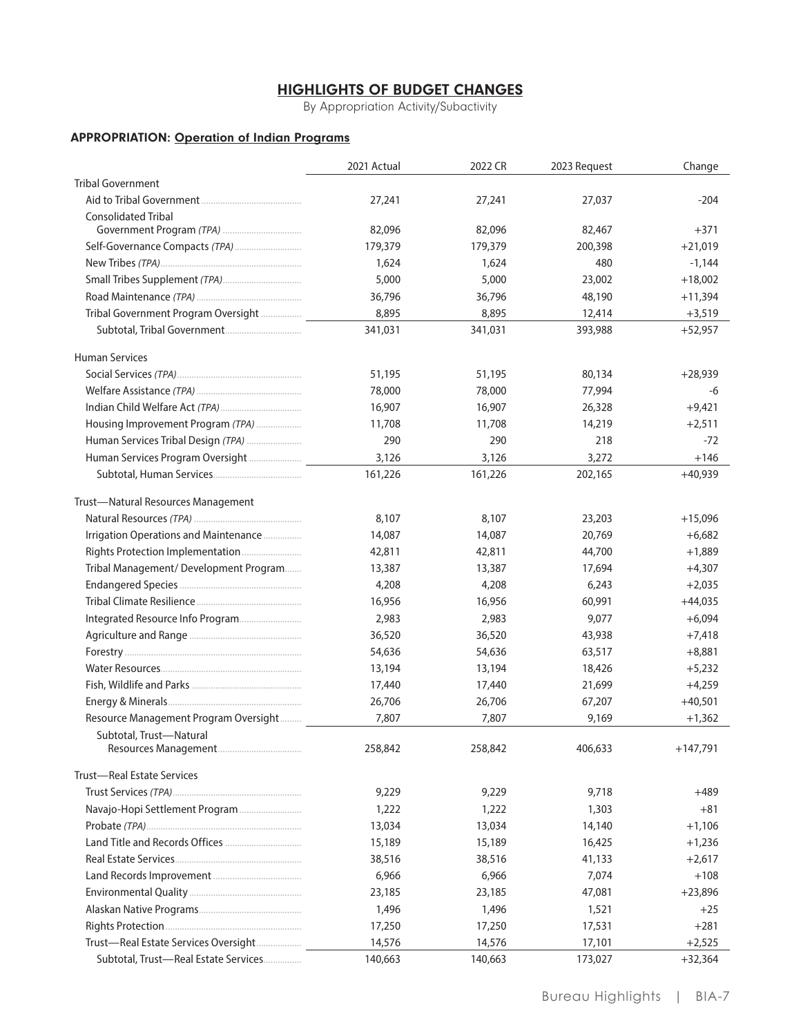## HIGHLIGHTS OF BUDGET CHANGES

By Appropriation Activity/Subactivity

### APPROPRIATION: Operation of Indian Programs

| | 2021 Actual | 2022 CR | 2023 Request | Change |
|---|---|---|---|---|
| Tribal Government | | | | |
| Aid to Tribal Government | 27,241 | 27,241 | 27,037 | -204 |
| Consolidated Tribal Government Program *(TPA)* | 82,096 | 82,096 | 82,467 | +371 |
| Self-Governance Compacts *(TPA)* | 179,379 | 179,379 | 200,398 | +21,019 |
| New Tribes *(TPA)* | 1,624 | 1,624 | 480 | -1,144 |
| Small Tribes Supplement *(TPA)* | 5,000 | 5,000 | 23,002 | +18,002 |
| Road Maintenance *(TPA)* | 36,796 | 36,796 | 48,190 | +11,394 |
| Tribal Government Program Oversight | 8,895 | 8,895 | 12,414 | +3,519 |
| Subtotal, Tribal Government | 341,031 | 341,031 | 393,988 | +52,957 |
| Human Services | | | | |
| Social Services *(TPA)* | 51,195 | 51,195 | 80,134 | +28,939 |
| Welfare Assistance *(TPA)* | 78,000 | 78,000 | 77,994 | -6 |
| Indian Child Welfare Act *(TPA)* | 16,907 | 16,907 | 26,328 | +9,421 |
| Housing Improvement Program *(TPA)* | 11,708 | 11,708 | 14,219 | +2,511 |
| Human Services Tribal Design *(TPA)* | 290 | 290 | 218 | -72 |
| Human Services Program Oversight | 3,126 | 3,126 | 3,272 | +146 |
| Subtotal, Human Services | 161,226 | 161,226 | 202,165 | +40,939 |
| Trust—Natural Resources Management | | | | |
| Natural Resources *(TPA)* | 8,107 | 8,107 | 23,203 | +15,096 |
| Irrigation Operations and Maintenance | 14,087 | 14,087 | 20,769 | +6,682 |
| Rights Protection Implementation | 42,811 | 42,811 | 44,700 | +1,889 |
| Tribal Management/ Development Program | 13,387 | 13,387 | 17,694 | +4,307 |
| Endangered Species | 4,208 | 4,208 | 6,243 | +2,035 |
| Tribal Climate Resilience | 16,956 | 16,956 | 60,991 | +44,035 |
| Integrated Resource Info Program | 2,983 | 2,983 | 9,077 | +6,094 |
| Agriculture and Range | 36,520 | 36,520 | 43,938 | +7,418 |
| Forestry | 54,636 | 54,636 | 63,517 | +8,881 |
| Water Resources | 13,194 | 13,194 | 18,426 | +5,232 |
| Fish, Wildlife and Parks | 17,440 | 17,440 | 21,699 | +4,259 |
| Energy & Minerals | 26,706 | 26,706 | 67,207 | +40,501 |
| Resource Management Program Oversight | 7,807 | 7,807 | 9,169 | +1,362 |
| Subtotal, Trust—Natural Resources Management | 258,842 | 258,842 | 406,633 | +147,791 |
| Trust—Real Estate Services | | | | |
| Trust Services *(TPA)* | 9,229 | 9,229 | 9,718 | +489 |
| Navajo-Hopi Settlement Program | 1,222 | 1,222 | 1,303 | +81 |
| Probate *(TPA)* | 13,034 | 13,034 | 14,140 | +1,106 |
| Land Title and Records Offices | 15,189 | 15,189 | 16,425 | +1,236 |
| Real Estate Services | 38,516 | 38,516 | 41,133 | +2,617 |
| Land Records Improvement | 6,966 | 6,966 | 7,074 | +108 |
| Environmental Quality | 23,185 | 23,185 | 47,081 | +23,896 |
| Alaskan Native Programs | 1,496 | 1,496 | 1,521 | +25 |
| Rights Protection | 17,250 | 17,250 | 17,531 | +281 |
| Trust—Real Estate Services Oversight | 14,576 | 14,576 | 17,101 | +2,525 |
| Subtotal, Trust—Real Estate Services | 140,663 | 140,663 | 173,027 | +32,364 |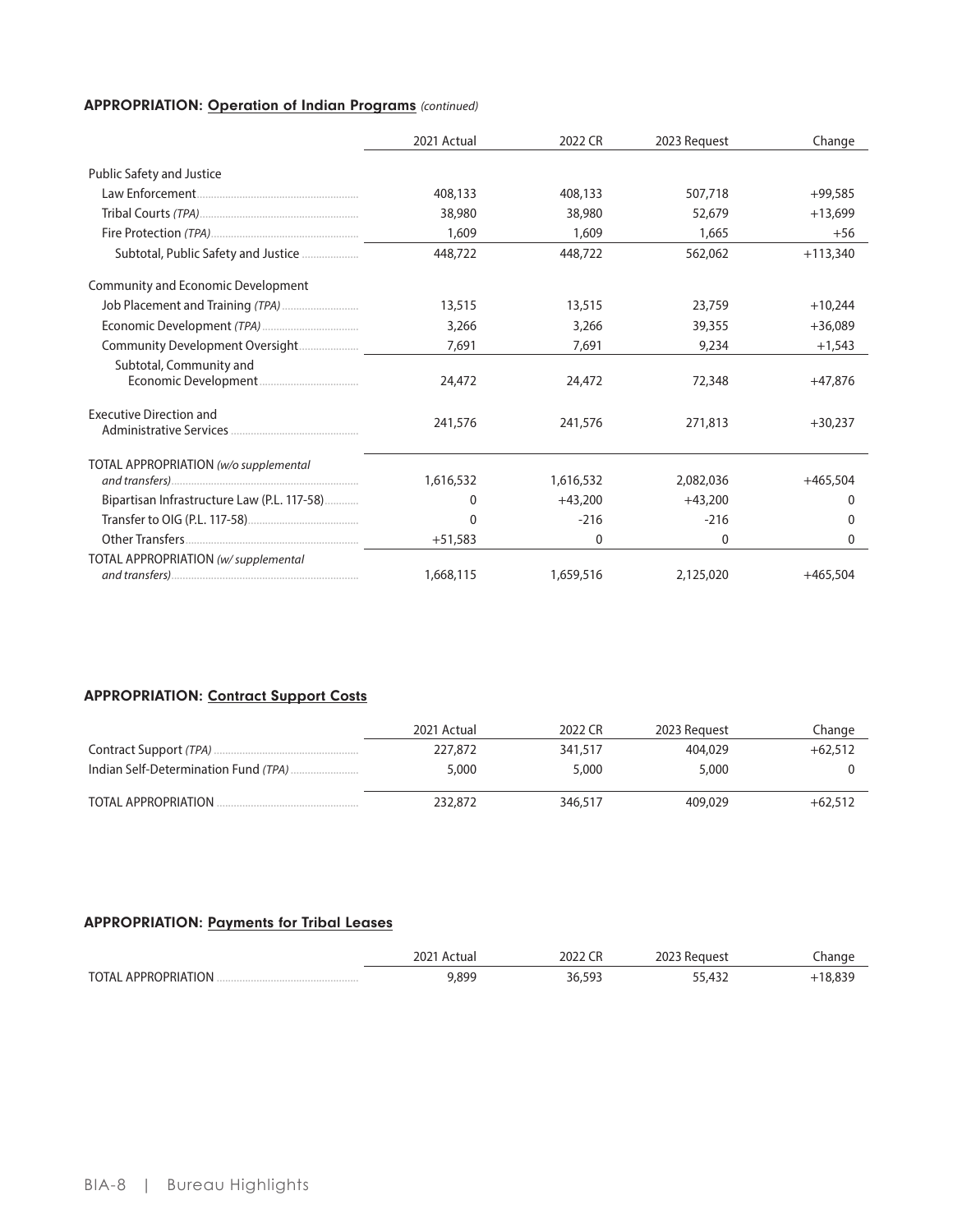### APPROPRIATION: Operation of Indian Programs *(continued)*

| | 2021 Actual | 2022 CR | 2023 Request | Change |
|---|---|---|---|---|
| Public Safety and Justice | | | | |
| Law Enforcement | 408,133 | 408,133 | 507,718 | +99,585 |
| Tribal Courts *(TPA)* | 38,980 | 38,980 | 52,679 | +13,699 |
| Fire Protection *(TPA)* | 1,609 | 1,609 | 1,665 | +56 |
| Subtotal, Public Safety and Justice | 448,722 | 448,722 | 562,062 | +113,340 |
| Community and Economic Development | | | | |
| Job Placement and Training *(TPA)* | 13,515 | 13,515 | 23,759 | +10,244 |
| Economic Development *(TPA)* | 3,266 | 3,266 | 39,355 | +36,089 |
| Community Development Oversight | 7,691 | 7,691 | 9,234 | +1,543 |
| Subtotal, Community and Economic Development | 24,472 | 24,472 | 72,348 | +47,876 |
| Executive Direction and Administrative Services | 241,576 | 241,576 | 271,813 | +30,237 |
| TOTAL APPROPRIATION *(w/o supplemental and transfers)* | 1,616,532 | 1,616,532 | 2,082,036 | +465,504 |
| Bipartisan Infrastructure Law (P.L. 117-58) | 0 | +43,200 | +43,200 | 0 |
| Transfer to OIG (P.L. 117-58) | 0 | -216 | -216 | 0 |
| Other Transfers | +51,583 | 0 | 0 | 0 |
| TOTAL APPROPRIATION *(w/ supplemental and transfers)* | 1,668,115 | 1,659,516 | 2,125,020 | +465,504 |

### APPROPRIATION: Contract Support Costs

| | 2021 Actual | 2022 CR | 2023 Request | Change |
|---|---|---|---|---|
| Contract Support *(TPA)* | 227,872 | 341,517 | 404,029 | +62,512 |
| Indian Self-Determination Fund *(TPA)* | 5,000 | 5,000 | 5,000 | 0 |
| TOTAL APPROPRIATION | 232,872 | 346,517 | 409,029 | +62,512 |

### APPROPRIATION: Payments for Tribal Leases

| | 2021 Actual | 2022 CR | 2023 Request | Change |
|---|---|---|---|---|
| TOTAL APPROPRIATION | 9,899 | 36,593 | 55,432 | +18,839 |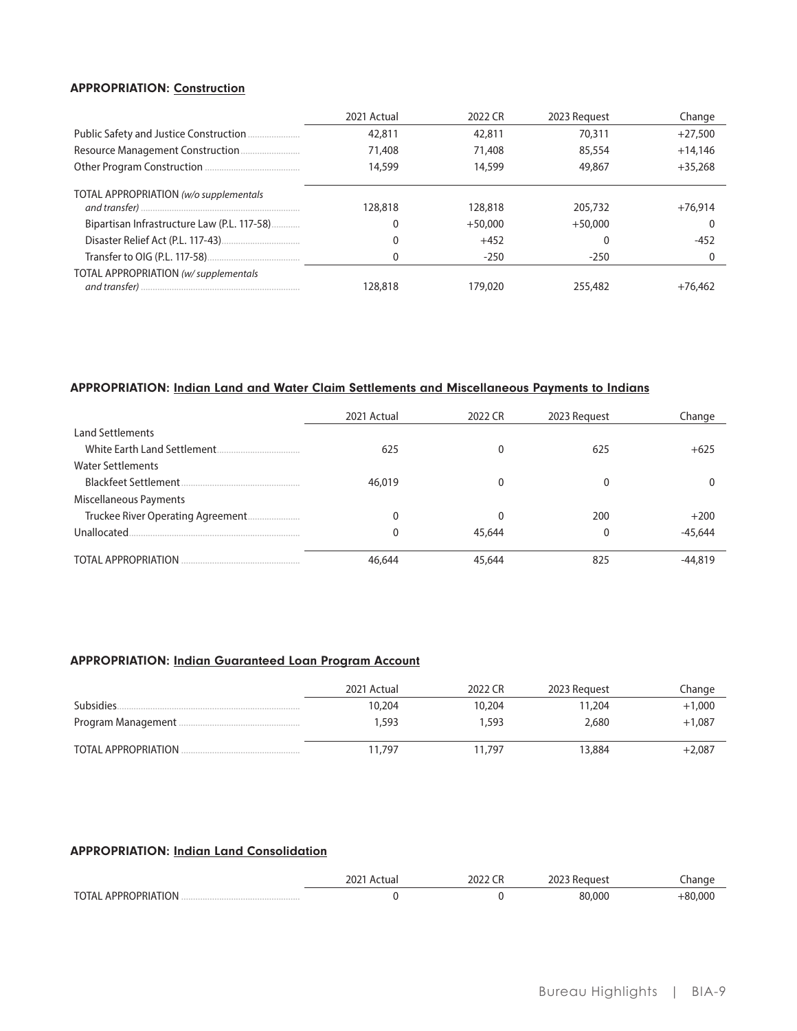#### APPROPRIATION: Construction

| | 2021 Actual | 2022 CR | 2023 Request | Change |
|---|---|---|---|---|
| Public Safety and Justice Construction | 42,811 | 42,811 | 70,311 | +27,500 |
| Resource Management Construction | 71,408 | 71,408 | 85,554 | +14,146 |
| Other Program Construction | 14,599 | 14,599 | 49,867 | +35,268 |
| TOTAL APPROPRIATION *(w/o supplementals and transfer)* | 128,818 | 128,818 | 205,732 | +76,914 |
| Bipartisan Infrastructure Law (P.L. 117-58) | 0 | +50,000 | +50,000 | 0 |
| Disaster Relief Act (P.L. 117-43) | 0 | +452 | 0 | -452 |
| Transfer to OIG (P.L. 117-58) | 0 | -250 | -250 | 0 |
| TOTAL APPROPRIATION *(w/ supplementals and transfer)* | 128,818 | 179,020 | 255,482 | +76,462 |

#### APPROPRIATION: Indian Land and Water Claim Settlements and Miscellaneous Payments to Indians

| | 2021 Actual | 2022 CR | 2023 Request | Change |
|---|---|---|---|---|
| Land Settlements | | | | |
| White Earth Land Settlement | 625 | 0 | 625 | +625 |
| Water Settlements | | | | |
| Blackfeet Settlement | 46,019 | 0 | 0 | 0 |
| Miscellaneous Payments | | | | |
| Truckee River Operating Agreement | 0 | 0 | 200 | +200 |
| Unallocated | 0 | 45,644 | 0 | -45,644 |
| TOTAL APPROPRIATION | 46,644 | 45,644 | 825 | -44,819 |

#### APPROPRIATION: Indian Guaranteed Loan Program Account

| | 2021 Actual | 2022 CR | 2023 Request | Change |
|---|---|---|---|---|
| Subsidies | 10,204 | 10,204 | 11,204 | +1,000 |
| Program Management | 1,593 | 1,593 | 2,680 | +1,087 |
| TOTAL APPROPRIATION | 11,797 | 11,797 | 13,884 | +2,087 |

#### APPROPRIATION: Indian Land Consolidation

| | 2021 Actual | 2022 CR | 2023 Request | Change |
|---|---|---|---|---|
| TOTAL APPROPRIATION | 0 | 0 | 80,000 | +80,000 |